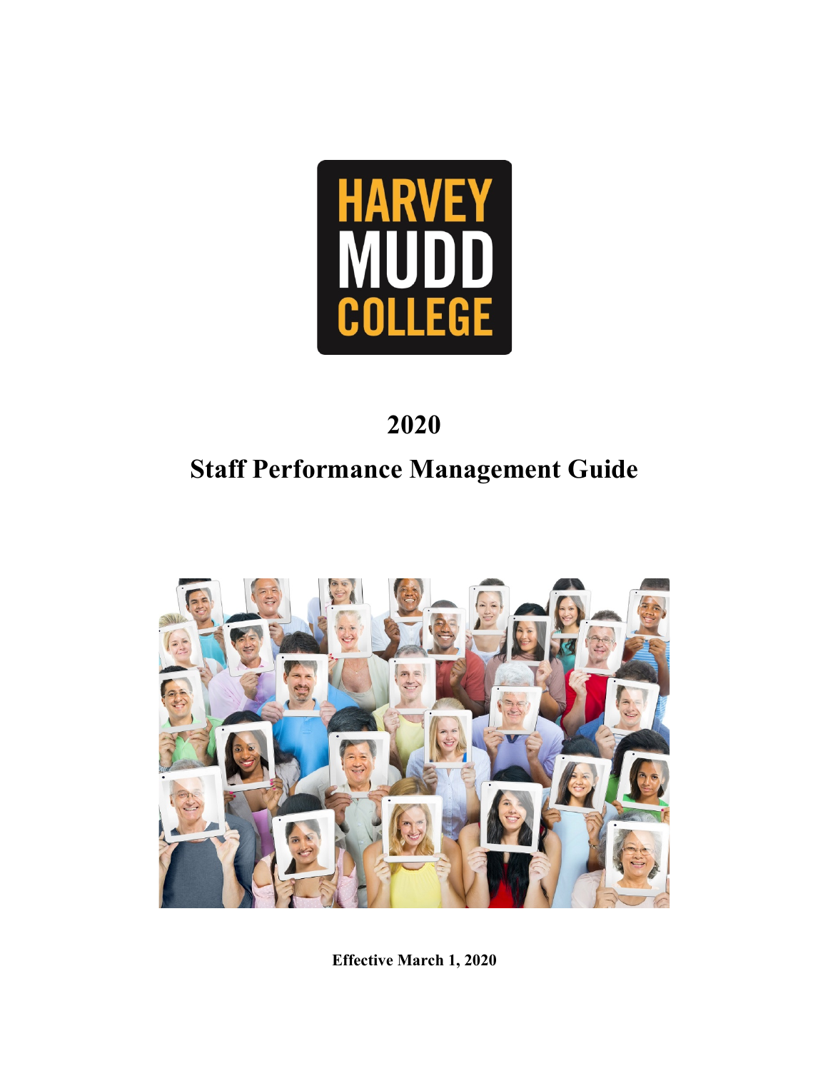HARVEY MUDD COLLEGE

# 2020

# Staff Performance Management Guide

**Effective March 1, 2020**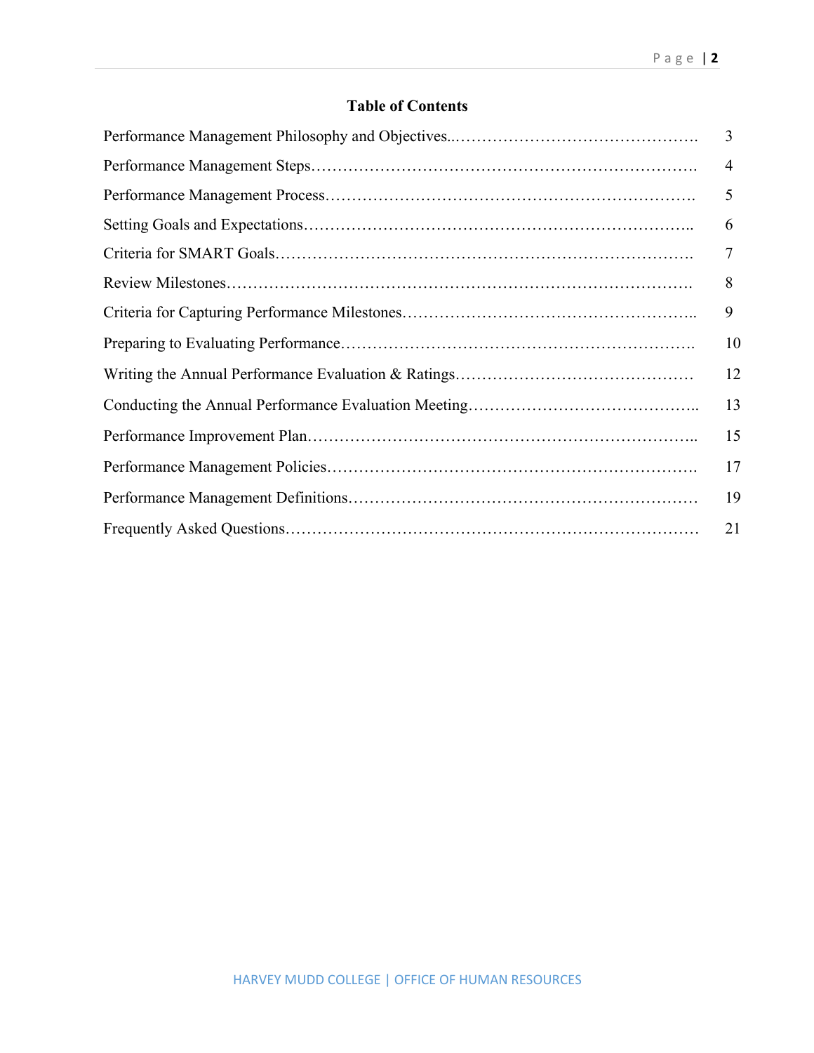# Table of Contents

| | |
|---|---|
| Performance Management Philosophy and Objectives | 3 |
| Performance Management Steps | 4 |
| Performance Management Process | 5 |
| Setting Goals and Expectations | 6 |
| Criteria for SMART Goals | 7 |
| Review Milestones | 8 |
| Criteria for Capturing Performance Milestones | 9 |
| Preparing to Evaluating Performance | 10 |
| Writing the Annual Performance Evaluation & Ratings | 12 |
| Conducting the Annual Performance Evaluation Meeting | 13 |
| Performance Improvement Plan | 15 |
| Performance Management Policies | 17 |
| Performance Management Definitions | 19 |
| Frequently Asked Questions | 21 |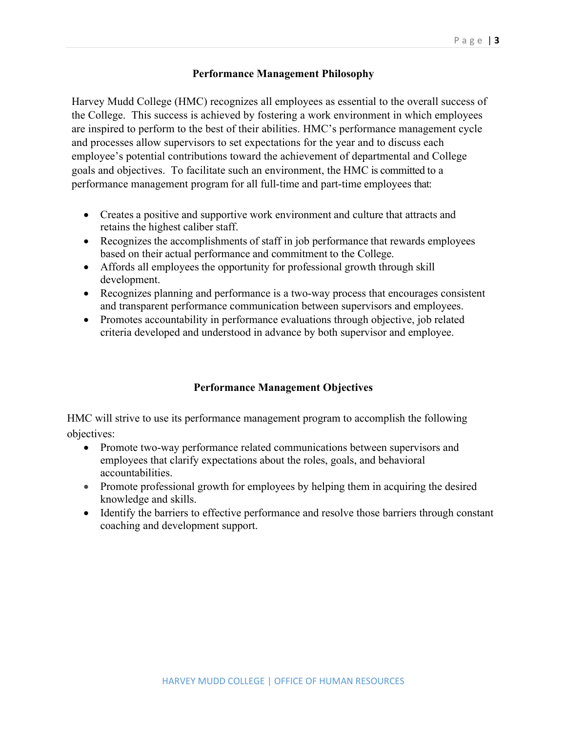## Performance Management Philosophy

Harvey Mudd College (HMC) recognizes all employees as essential to the overall success of the College. This success is achieved by fostering a work environment in which employees are inspired to perform to the best of their abilities. HMC's performance management cycle and processes allow supervisors to set expectations for the year and to discuss each employee's potential contributions toward the achievement of departmental and College goals and objectives. To facilitate such an environment, the HMC is committed to a performance management program for all full-time and part-time employees that:

- Creates a positive and supportive work environment and culture that attracts and retains the highest caliber staff.
- Recognizes the accomplishments of staff in job performance that rewards employees based on their actual performance and commitment to the College.
- Affords all employees the opportunity for professional growth through skill development.
- Recognizes planning and performance is a two-way process that encourages consistent and transparent performance communication between supervisors and employees.
- Promotes accountability in performance evaluations through objective, job related criteria developed and understood in advance by both supervisor and employee.

## Performance Management Objectives

HMC will strive to use its performance management program to accomplish the following objectives:

- Promote two-way performance related communications between supervisors and employees that clarify expectations about the roles, goals, and behavioral accountabilities.
- Promote professional growth for employees by helping them in acquiring the desired knowledge and skills.
- Identify the barriers to effective performance and resolve those barriers through constant coaching and development support.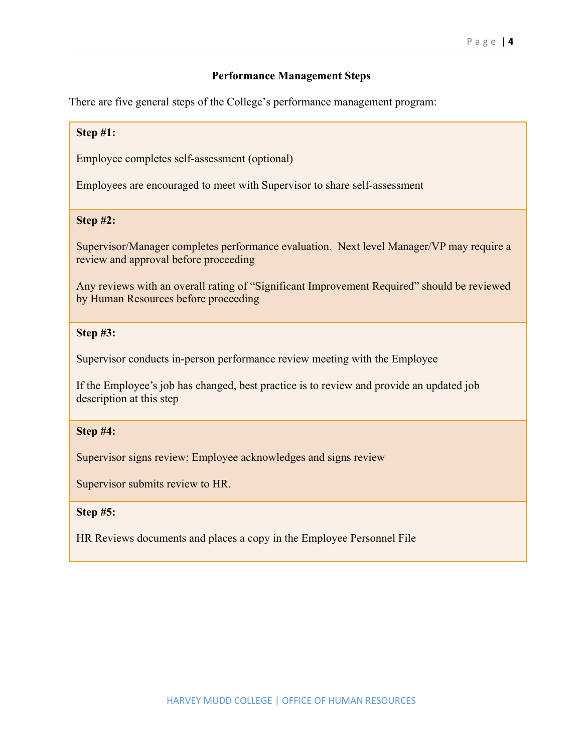## Performance Management Steps

There are five general steps of the College's performance management program:

**Step #1:**

Employee completes self-assessment (optional)

Employees are encouraged to meet with Supervisor to share self-assessment

**Step #2:**

Supervisor/Manager completes performance evaluation.  Next level Manager/VP may require a review and approval before proceeding

Any reviews with an overall rating of "Significant Improvement Required" should be reviewed by Human Resources before proceeding

**Step #3:**

Supervisor conducts in-person performance review meeting with the Employee

If the Employee's job has changed, best practice is to review and provide an updated job description at this step

**Step #4:**

Supervisor signs review; Employee acknowledges and signs review

Supervisor submits review to HR.

**Step #5:**

HR Reviews documents and places a copy in the Employee Personnel File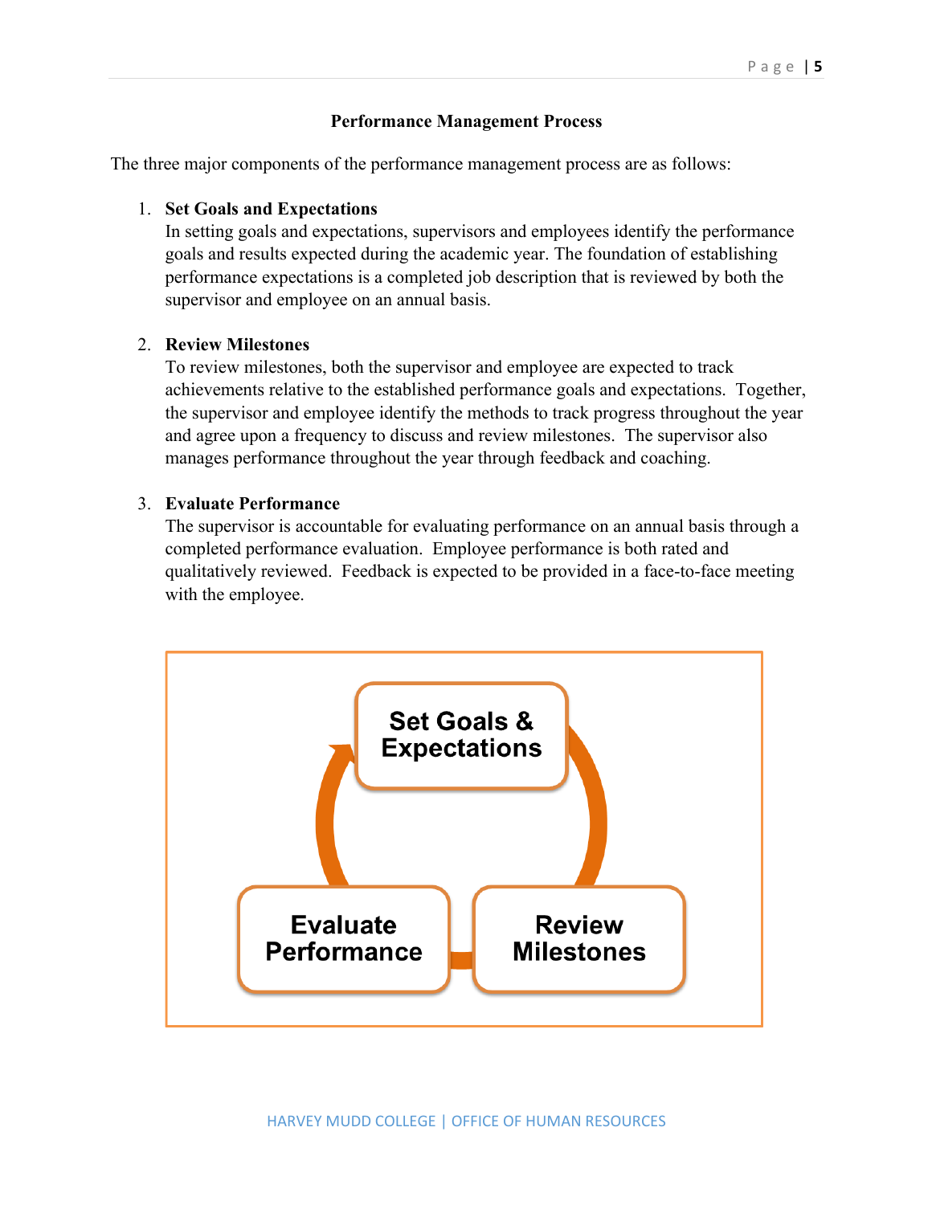## Performance Management Process

The three major components of the performance management process are as follows:

1. **Set Goals and Expectations**
   In setting goals and expectations, supervisors and employees identify the performance goals and results expected during the academic year. The foundation of establishing performance expectations is a completed job description that is reviewed by both the supervisor and employee on an annual basis.

2. **Review Milestones**
   To review milestones, both the supervisor and employee are expected to track achievements relative to the established performance goals and expectations. Together, the supervisor and employee identify the methods to track progress throughout the year and agree upon a frequency to discuss and review milestones. The supervisor also manages performance throughout the year through feedback and coaching.

3. **Evaluate Performance**
   The supervisor is accountable for evaluating performance on an annual basis through a completed performance evaluation. Employee performance is both rated and qualitatively reviewed. Feedback is expected to be provided in a face-to-face meeting with the employee.

Set Goals & Expectations → Review Milestones → Evaluate Performance → Set Goals & Expectations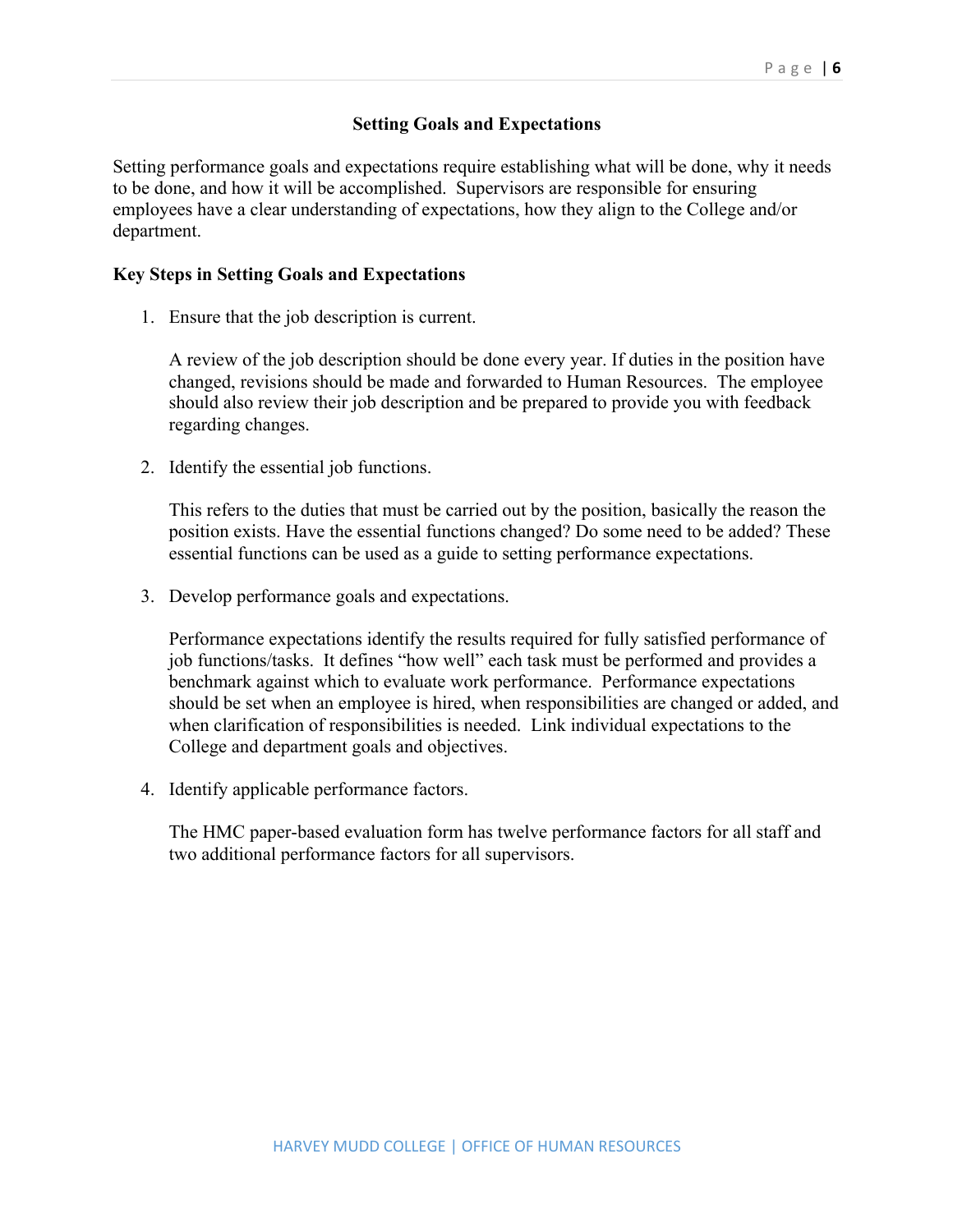## Setting Goals and Expectations

Setting performance goals and expectations require establishing what will be done, why it needs to be done, and how it will be accomplished. Supervisors are responsible for ensuring employees have a clear understanding of expectations, how they align to the College and/or department.

### Key Steps in Setting Goals and Expectations

1. Ensure that the job description is current.

   A review of the job description should be done every year. If duties in the position have changed, revisions should be made and forwarded to Human Resources. The employee should also review their job description and be prepared to provide you with feedback regarding changes.

2. Identify the essential job functions.

   This refers to the duties that must be carried out by the position, basically the reason the position exists. Have the essential functions changed? Do some need to be added? These essential functions can be used as a guide to setting performance expectations.

3. Develop performance goals and expectations.

   Performance expectations identify the results required for fully satisfied performance of job functions/tasks. It defines "how well" each task must be performed and provides a benchmark against which to evaluate work performance. Performance expectations should be set when an employee is hired, when responsibilities are changed or added, and when clarification of responsibilities is needed. Link individual expectations to the College and department goals and objectives.

4. Identify applicable performance factors.

   The HMC paper-based evaluation form has twelve performance factors for all staff and two additional performance factors for all supervisors.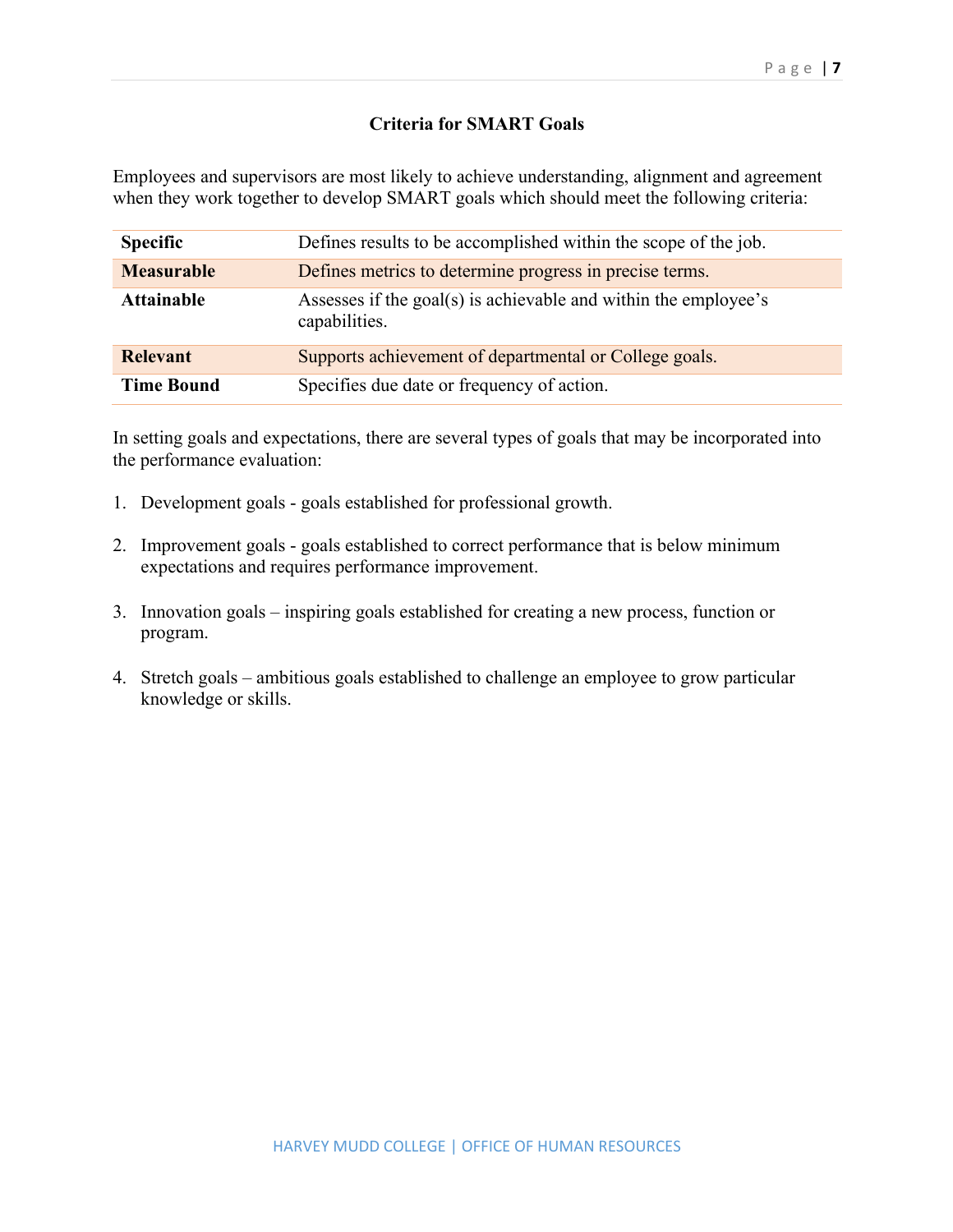## Criteria for SMART Goals

Employees and supervisors are most likely to achieve understanding, alignment and agreement when they work together to develop SMART goals which should meet the following criteria:

| | |
|---|---|
| **Specific** | Defines results to be accomplished within the scope of the job. |
| **Measurable** | Defines metrics to determine progress in precise terms. |
| **Attainable** | Assesses if the goal(s) is achievable and within the employee's capabilities. |
| **Relevant** | Supports achievement of departmental or College goals. |
| **Time Bound** | Specifies due date or frequency of action. |

In setting goals and expectations, there are several types of goals that may be incorporated into the performance evaluation:

1. Development goals - goals established for professional growth.

2. Improvement goals - goals established to correct performance that is below minimum expectations and requires performance improvement.

3. Innovation goals – inspiring goals established for creating a new process, function or program.

4. Stretch goals – ambitious goals established to challenge an employee to grow particular knowledge or skills.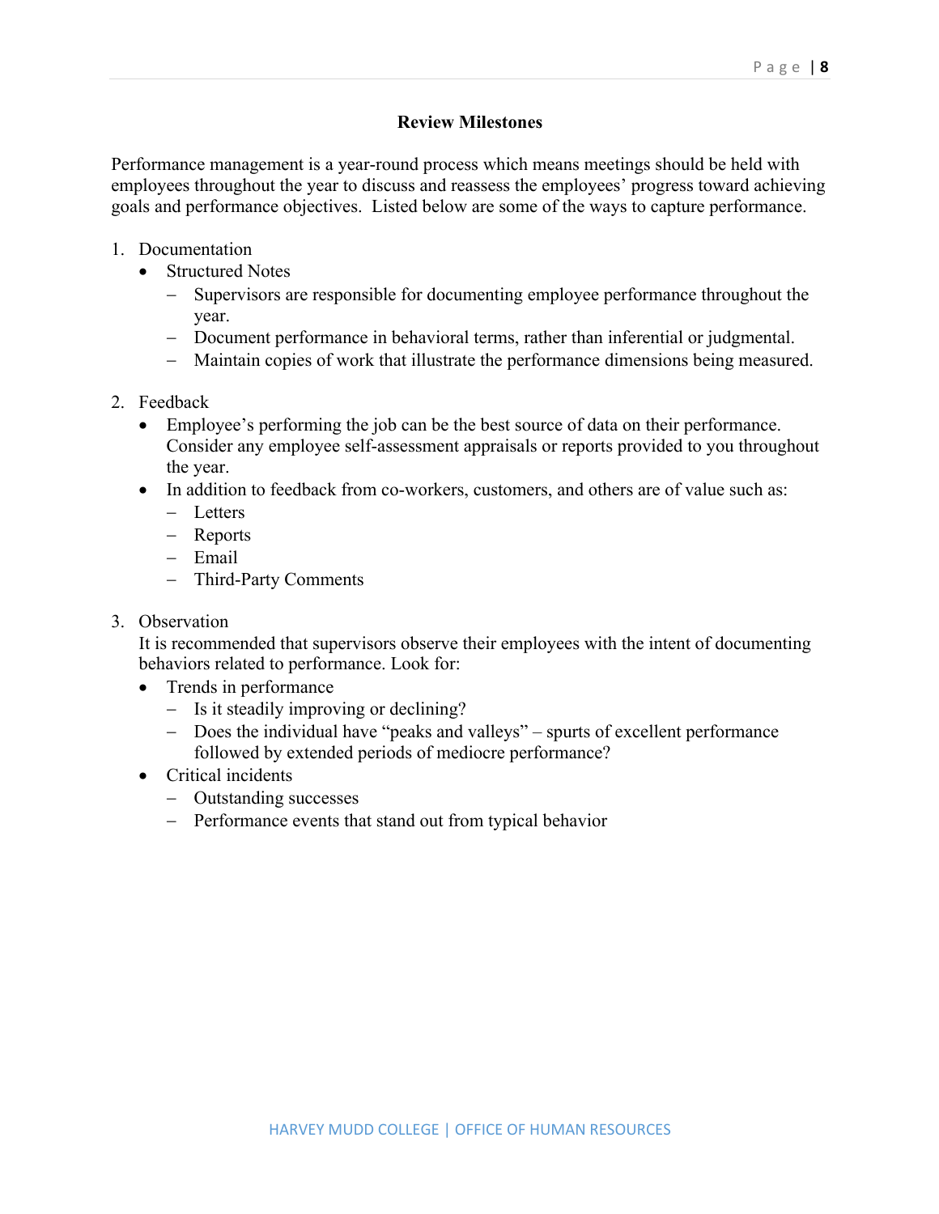## Review Milestones

Performance management is a year-round process which means meetings should be held with employees throughout the year to discuss and reassess the employees' progress toward achieving goals and performance objectives. Listed below are some of the ways to capture performance.

1. Documentation
   - Structured Notes
     - Supervisors are responsible for documenting employee performance throughout the year.
     - Document performance in behavioral terms, rather than inferential or judgmental.
     - Maintain copies of work that illustrate the performance dimensions being measured.

2. Feedback
   - Employee's performing the job can be the best source of data on their performance. Consider any employee self-assessment appraisals or reports provided to you throughout the year.
   - In addition to feedback from co-workers, customers, and others are of value such as:
     - Letters
     - Reports
     - Email
     - Third-Party Comments

3. Observation

   It is recommended that supervisors observe their employees with the intent of documenting behaviors related to performance. Look for:
   - Trends in performance
     - Is it steadily improving or declining?
     - Does the individual have "peaks and valleys" – spurts of excellent performance followed by extended periods of mediocre performance?
   - Critical incidents
     - Outstanding successes
     - Performance events that stand out from typical behavior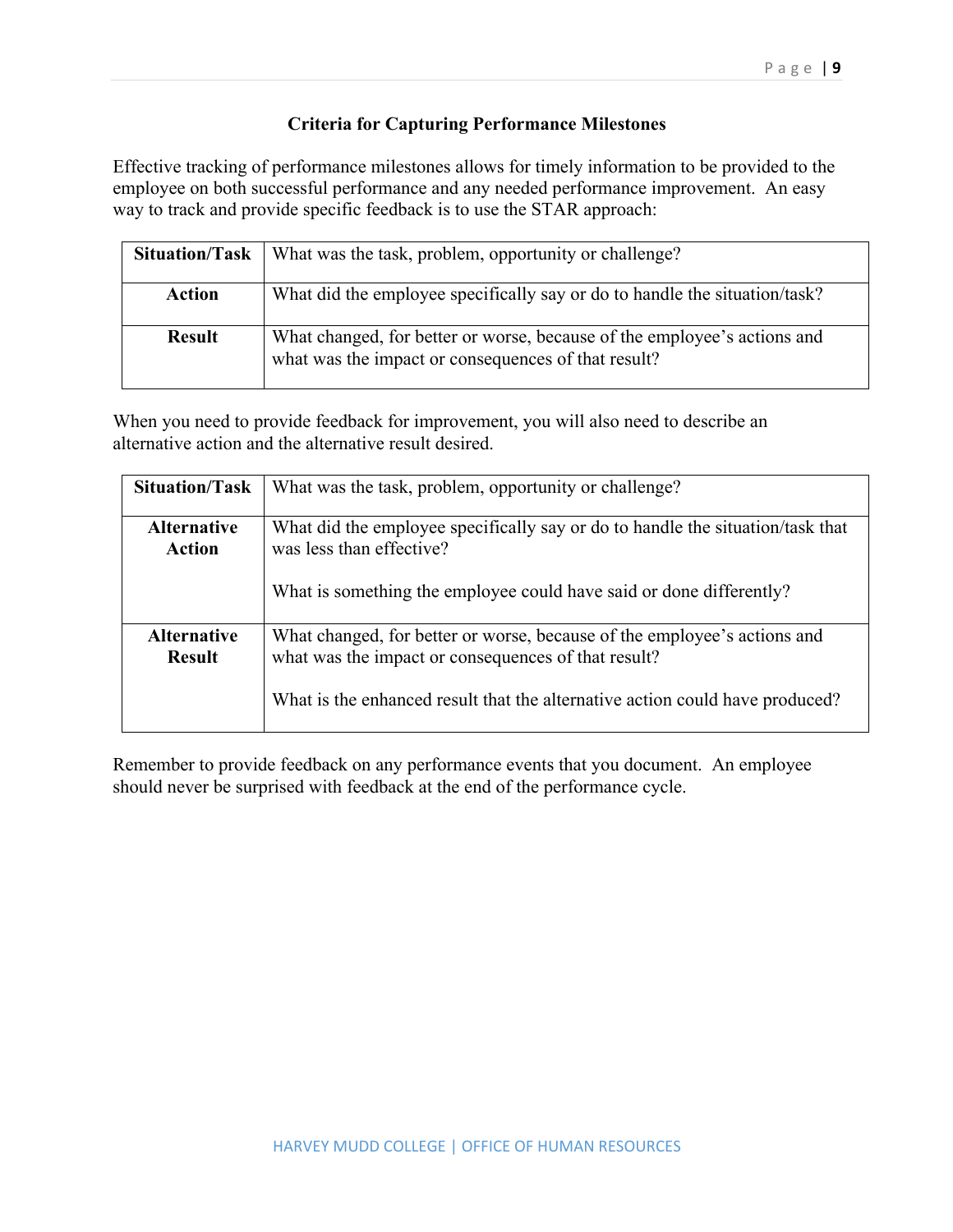## Criteria for Capturing Performance Milestones

Effective tracking of performance milestones allows for timely information to be provided to the employee on both successful performance and any needed performance improvement. An easy way to track and provide specific feedback is to use the STAR approach:

| **Situation/Task** | What was the task, problem, opportunity or challenge? |
|---|---|
| **Action** | What did the employee specifically say or do to handle the situation/task? |
| **Result** | What changed, for better or worse, because of the employee's actions and what was the impact or consequences of that result? |

When you need to provide feedback for improvement, you will also need to describe an alternative action and the alternative result desired.

| **Situation/Task** | What was the task, problem, opportunity or challenge? |
|---|---|
| **Alternative Action** | What did the employee specifically say or do to handle the situation/task that was less than effective?<br><br>What is something the employee could have said or done differently? |
| **Alternative Result** | What changed, for better or worse, because of the employee's actions and what was the impact or consequences of that result?<br><br>What is the enhanced result that the alternative action could have produced? |

Remember to provide feedback on any performance events that you document. An employee should never be surprised with feedback at the end of the performance cycle.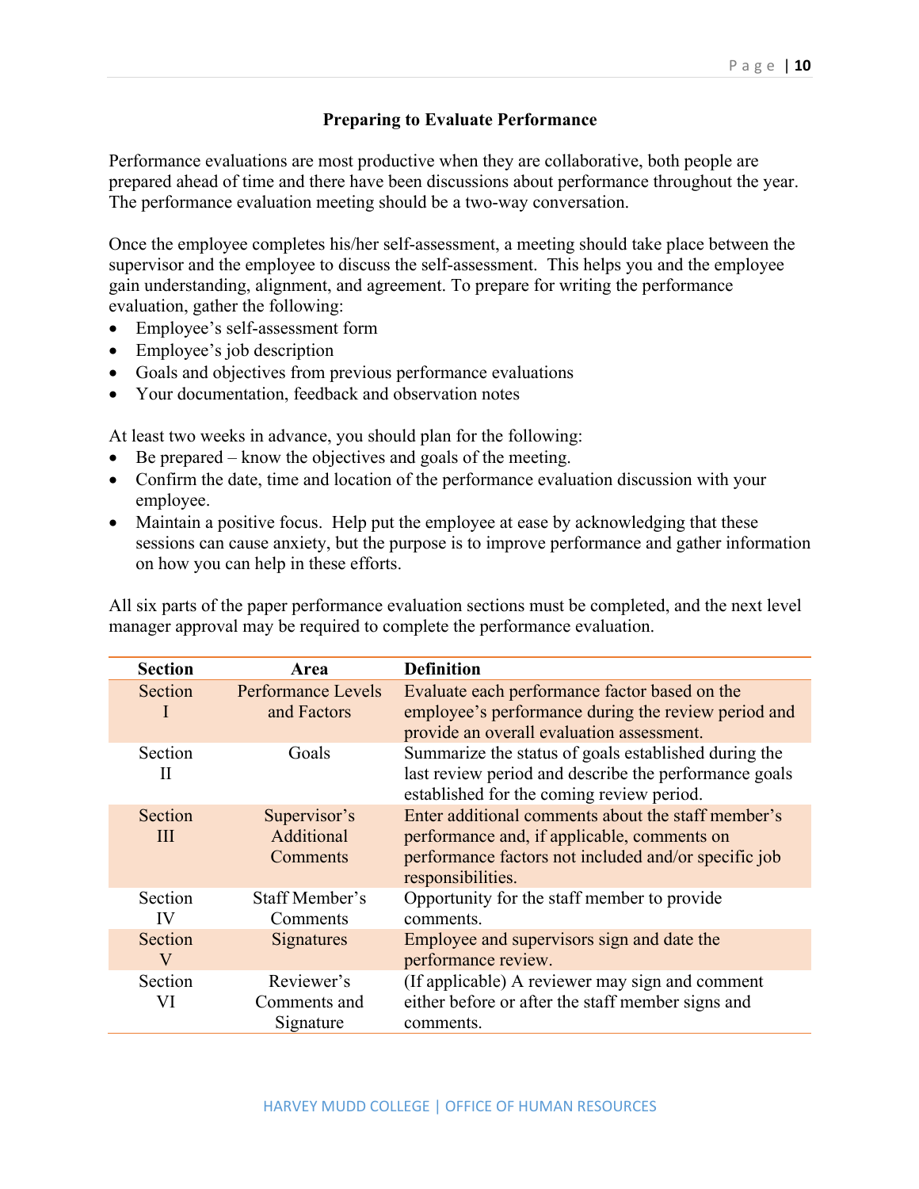## Preparing to Evaluate Performance

Performance evaluations are most productive when they are collaborative, both people are prepared ahead of time and there have been discussions about performance throughout the year. The performance evaluation meeting should be a two-way conversation.

Once the employee completes his/her self-assessment, a meeting should take place between the supervisor and the employee to discuss the self-assessment. This helps you and the employee gain understanding, alignment, and agreement. To prepare for writing the performance evaluation, gather the following:

- Employee's self-assessment form
- Employee's job description
- Goals and objectives from previous performance evaluations
- Your documentation, feedback and observation notes

At least two weeks in advance, you should plan for the following:

- Be prepared – know the objectives and goals of the meeting.
- Confirm the date, time and location of the performance evaluation discussion with your employee.
- Maintain a positive focus. Help put the employee at ease by acknowledging that these sessions can cause anxiety, but the purpose is to improve performance and gather information on how you can help in these efforts.

All six parts of the paper performance evaluation sections must be completed, and the next level manager approval may be required to complete the performance evaluation.

| Section | Area | Definition |
|---|---|---|
| Section I | Performance Levels and Factors | Evaluate each performance factor based on the employee's performance during the review period and provide an overall evaluation assessment. |
| Section II | Goals | Summarize the status of goals established during the last review period and describe the performance goals established for the coming review period. |
| Section III | Supervisor's Additional Comments | Enter additional comments about the staff member's performance and, if applicable, comments on performance factors not included and/or specific job responsibilities. |
| Section IV | Staff Member's Comments | Opportunity for the staff member to provide comments. |
| Section V | Signatures | Employee and supervisors sign and date the performance review. |
| Section VI | Reviewer's Comments and Signature | (If applicable) A reviewer may sign and comment either before or after the staff member signs and comments. |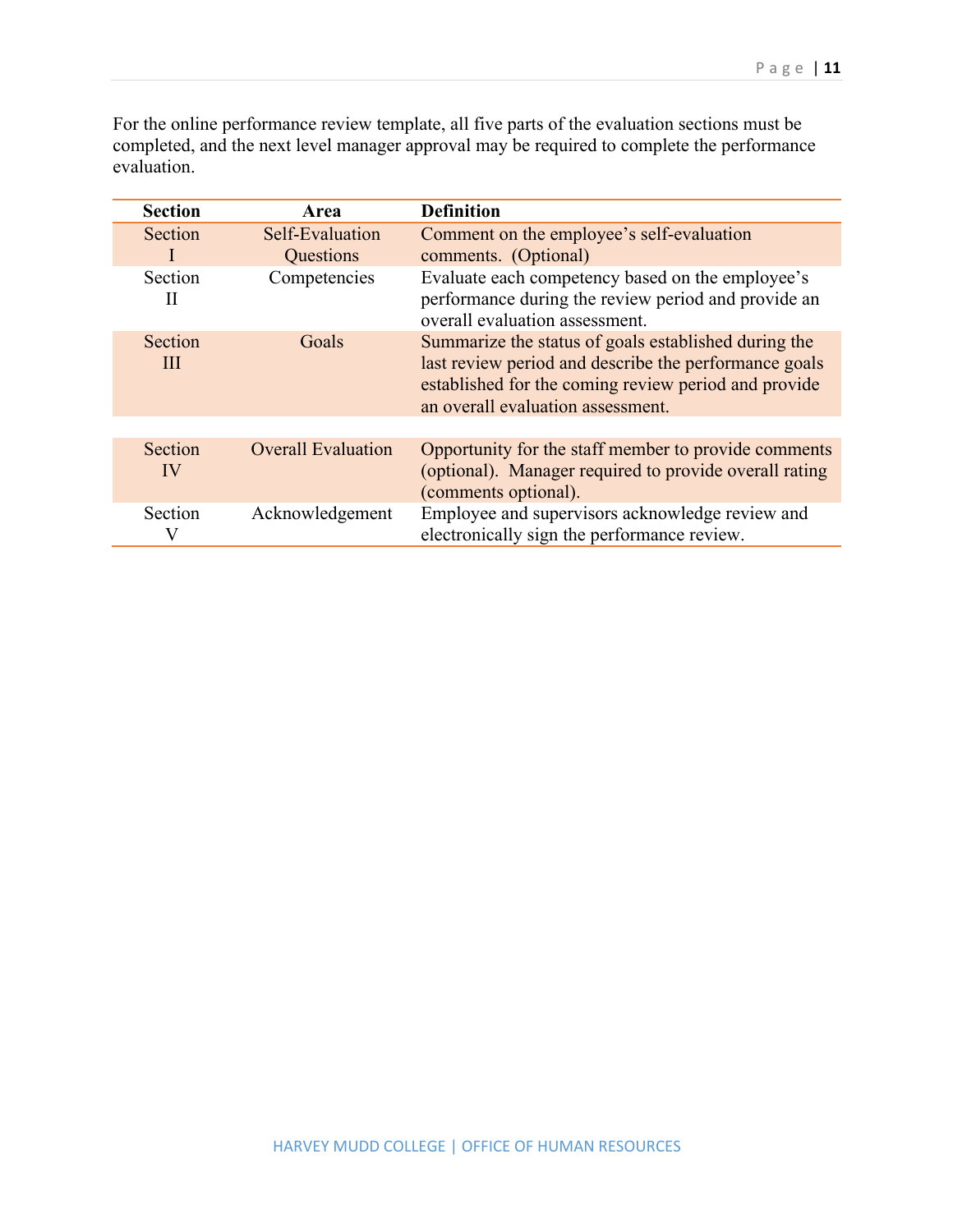For the online performance review template, all five parts of the evaluation sections must be completed, and the next level manager approval may be required to complete the performance evaluation.

| Section | Area | Definition |
|---|---|---|
| Section I | Self-Evaluation Questions | Comment on the employee's self-evaluation comments. (Optional) |
| Section II | Competencies | Evaluate each competency based on the employee's performance during the review period and provide an overall evaluation assessment. |
| Section III | Goals | Summarize the status of goals established during the last review period and describe the performance goals established for the coming review period and provide an overall evaluation assessment. |
| Section IV | Overall Evaluation | Opportunity for the staff member to provide comments (optional). Manager required to provide overall rating (comments optional). |
| Section V | Acknowledgement | Employee and supervisors acknowledge review and electronically sign the performance review. |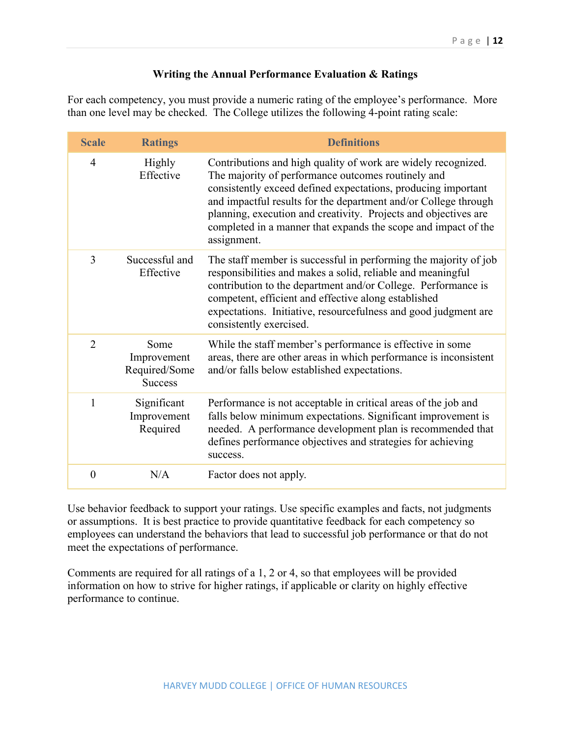## Writing the Annual Performance Evaluation & Ratings

For each competency, you must provide a numeric rating of the employee's performance. More than one level may be checked. The College utilizes the following 4-point rating scale:

| Scale | Ratings | Definitions |
|---|---|---|
| 4 | Highly Effective | Contributions and high quality of work are widely recognized. The majority of performance outcomes routinely and consistently exceed defined expectations, producing important and impactful results for the department and/or College through planning, execution and creativity. Projects and objectives are completed in a manner that expands the scope and impact of the assignment. |
| 3 | Successful and Effective | The staff member is successful in performing the majority of job responsibilities and makes a solid, reliable and meaningful contribution to the department and/or College. Performance is competent, efficient and effective along established expectations. Initiative, resourcefulness and good judgment are consistently exercised. |
| 2 | Some Improvement Required/Some Success | While the staff member's performance is effective in some areas, there are other areas in which performance is inconsistent and/or falls below established expectations. |
| 1 | Significant Improvement Required | Performance is not acceptable in critical areas of the job and falls below minimum expectations. Significant improvement is needed. A performance development plan is recommended that defines performance objectives and strategies for achieving success. |
| 0 | N/A | Factor does not apply. |

Use behavior feedback to support your ratings. Use specific examples and facts, not judgments or assumptions. It is best practice to provide quantitative feedback for each competency so employees can understand the behaviors that lead to successful job performance or that do not meet the expectations of performance.

Comments are required for all ratings of a 1, 2 or 4, so that employees will be provided information on how to strive for higher ratings, if applicable or clarity on highly effective performance to continue.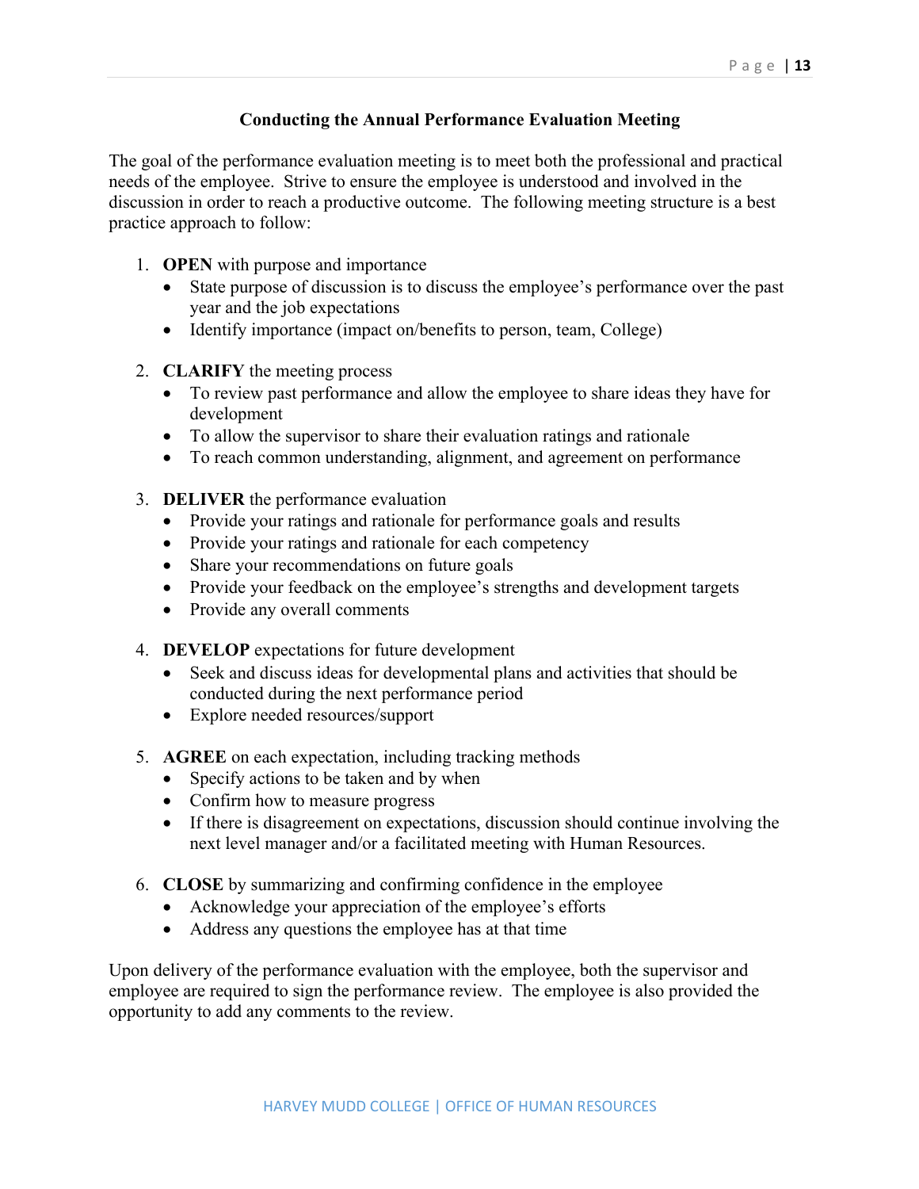## Conducting the Annual Performance Evaluation Meeting

The goal of the performance evaluation meeting is to meet both the professional and practical needs of the employee. Strive to ensure the employee is understood and involved in the discussion in order to reach a productive outcome. The following meeting structure is a best practice approach to follow:

1. **OPEN** with purpose and importance
   - State purpose of discussion is to discuss the employee's performance over the past year and the job expectations
   - Identify importance (impact on/benefits to person, team, College)

2. **CLARIFY** the meeting process
   - To review past performance and allow the employee to share ideas they have for development
   - To allow the supervisor to share their evaluation ratings and rationale
   - To reach common understanding, alignment, and agreement on performance

3. **DELIVER** the performance evaluation
   - Provide your ratings and rationale for performance goals and results
   - Provide your ratings and rationale for each competency
   - Share your recommendations on future goals
   - Provide your feedback on the employee's strengths and development targets
   - Provide any overall comments

4. **DEVELOP** expectations for future development
   - Seek and discuss ideas for developmental plans and activities that should be conducted during the next performance period
   - Explore needed resources/support

5. **AGREE** on each expectation, including tracking methods
   - Specify actions to be taken and by when
   - Confirm how to measure progress
   - If there is disagreement on expectations, discussion should continue involving the next level manager and/or a facilitated meeting with Human Resources.

6. **CLOSE** by summarizing and confirming confidence in the employee
   - Acknowledge your appreciation of the employee's efforts
   - Address any questions the employee has at that time

Upon delivery of the performance evaluation with the employee, both the supervisor and employee are required to sign the performance review. The employee is also provided the opportunity to add any comments to the review.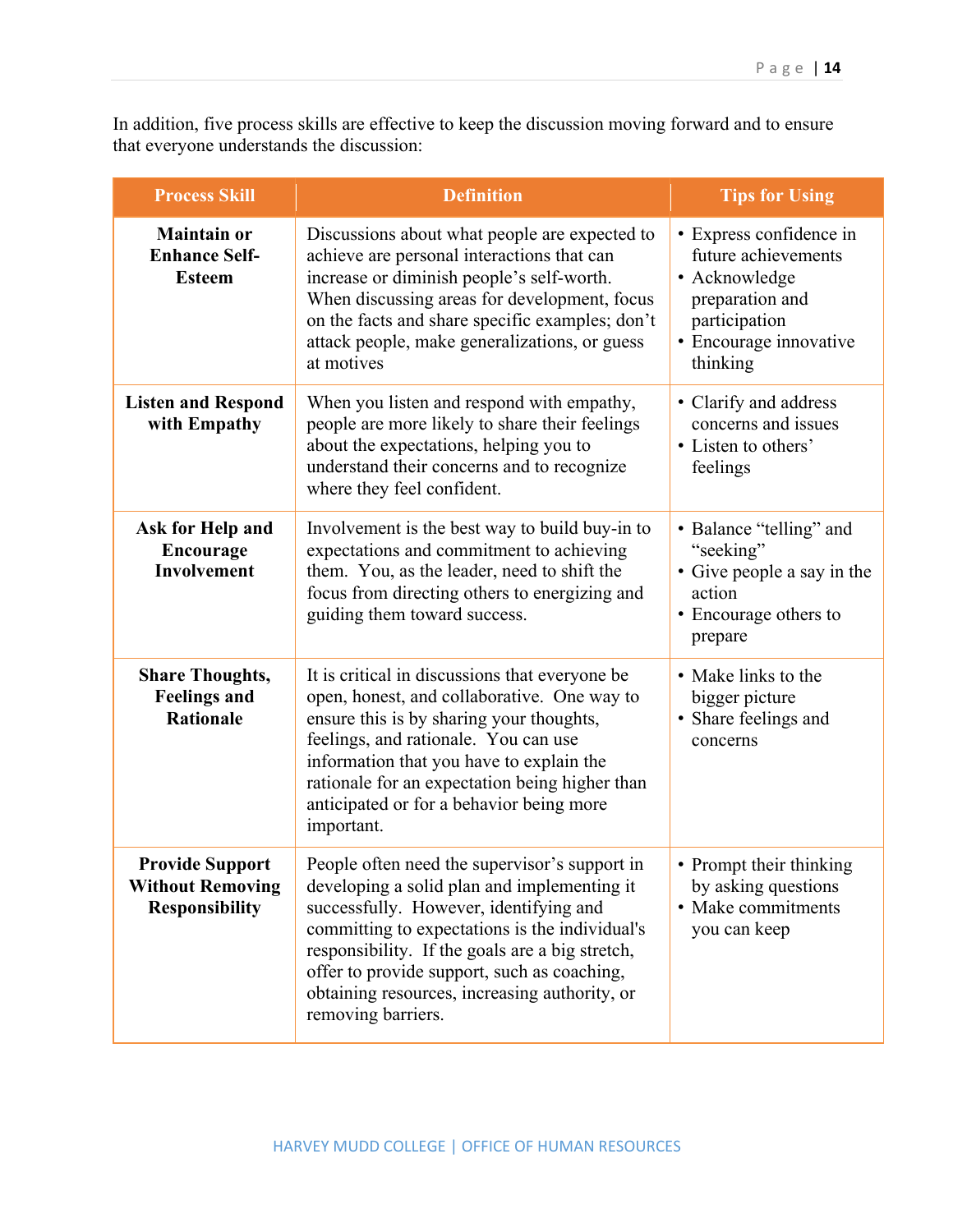In addition, five process skills are effective to keep the discussion moving forward and to ensure that everyone understands the discussion:

| Process Skill | Definition | Tips for Using |
|---|---|---|
| **Maintain or Enhance Self-Esteem** | Discussions about what people are expected to achieve are personal interactions that can increase or diminish people's self-worth. When discussing areas for development, focus on the facts and share specific examples; don't attack people, make generalizations, or guess at motives | • Express confidence in future achievements<br>• Acknowledge preparation and participation<br>• Encourage innovative thinking |
| **Listen and Respond with Empathy** | When you listen and respond with empathy, people are more likely to share their feelings about the expectations, helping you to understand their concerns and to recognize where they feel confident. | • Clarify and address concerns and issues<br>• Listen to others' feelings |
| **Ask for Help and Encourage Involvement** | Involvement is the best way to build buy-in to expectations and commitment to achieving them. You, as the leader, need to shift the focus from directing others to energizing and guiding them toward success. | • Balance "telling" and "seeking"<br>• Give people a say in the action<br>• Encourage others to prepare |
| **Share Thoughts, Feelings and Rationale** | It is critical in discussions that everyone be open, honest, and collaborative. One way to ensure this is by sharing your thoughts, feelings, and rationale. You can use information that you have to explain the rationale for an expectation being higher than anticipated or for a behavior being more important. | • Make links to the bigger picture<br>• Share feelings and concerns |
| **Provide Support Without Removing Responsibility** | People often need the supervisor's support in developing a solid plan and implementing it successfully. However, identifying and committing to expectations is the individual's responsibility. If the goals are a big stretch, offer to provide support, such as coaching, obtaining resources, increasing authority, or removing barriers. | • Prompt their thinking by asking questions<br>• Make commitments you can keep |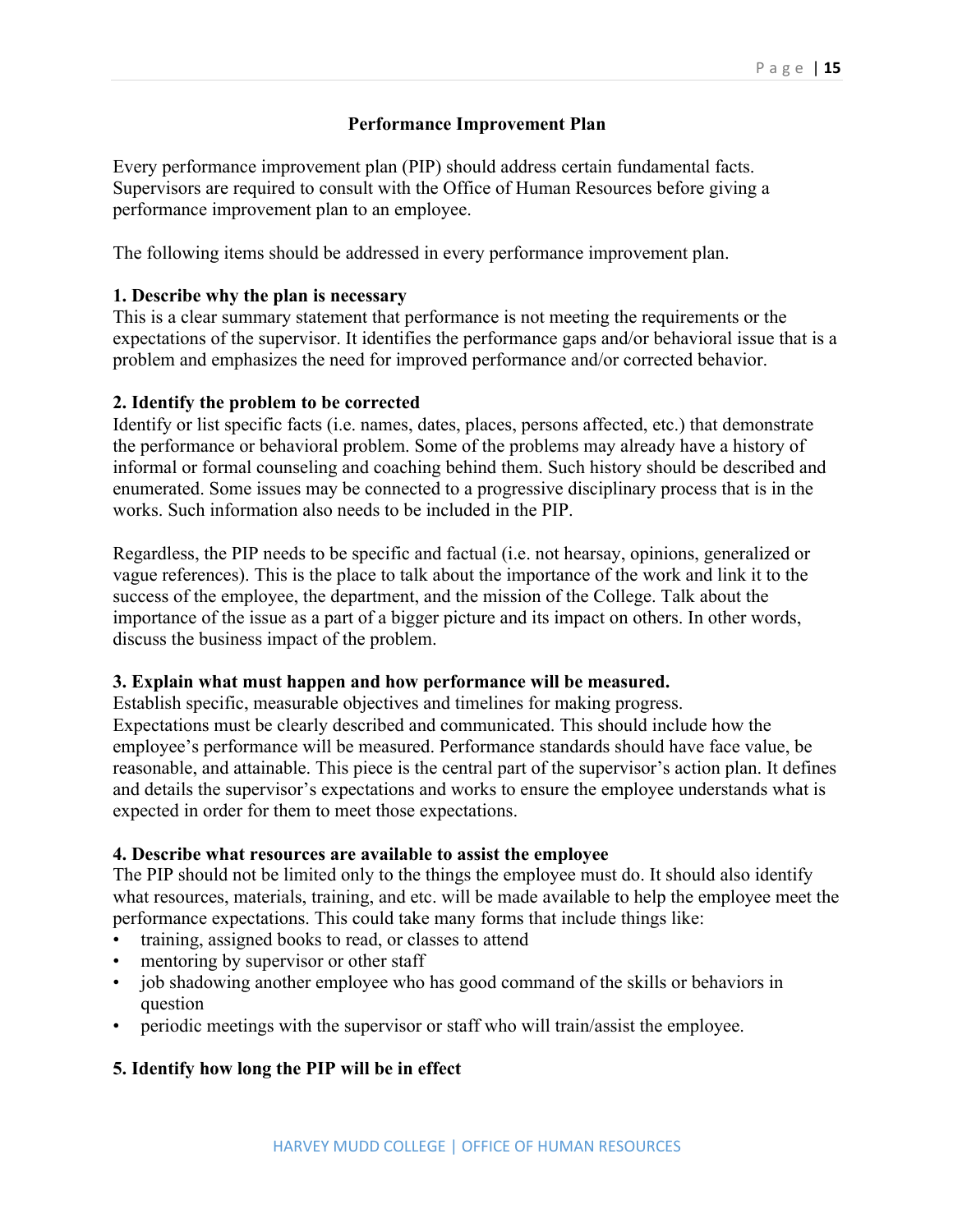## Performance Improvement Plan

Every performance improvement plan (PIP) should address certain fundamental facts. Supervisors are required to consult with the Office of Human Resources before giving a performance improvement plan to an employee.

The following items should be addressed in every performance improvement plan.

**1. Describe why the plan is necessary**
This is a clear summary statement that performance is not meeting the requirements or the expectations of the supervisor. It identifies the performance gaps and/or behavioral issue that is a problem and emphasizes the need for improved performance and/or corrected behavior.

**2. Identify the problem to be corrected**
Identify or list specific facts (i.e. names, dates, places, persons affected, etc.) that demonstrate the performance or behavioral problem. Some of the problems may already have a history of informal or formal counseling and coaching behind them. Such history should be described and enumerated. Some issues may be connected to a progressive disciplinary process that is in the works. Such information also needs to be included in the PIP.

Regardless, the PIP needs to be specific and factual (i.e. not hearsay, opinions, generalized or vague references). This is the place to talk about the importance of the work and link it to the success of the employee, the department, and the mission of the College. Talk about the importance of the issue as a part of a bigger picture and its impact on others. In other words, discuss the business impact of the problem.

**3. Explain what must happen and how performance will be measured.**
Establish specific, measurable objectives and timelines for making progress.
Expectations must be clearly described and communicated. This should include how the employee's performance will be measured. Performance standards should have face value, be reasonable, and attainable. This piece is the central part of the supervisor's action plan. It defines and details the supervisor's expectations and works to ensure the employee understands what is expected in order for them to meet those expectations.

**4. Describe what resources are available to assist the employee**
The PIP should not be limited only to the things the employee must do. It should also identify what resources, materials, training, and etc. will be made available to help the employee meet the performance expectations. This could take many forms that include things like:

- training, assigned books to read, or classes to attend
- mentoring by supervisor or other staff
- job shadowing another employee who has good command of the skills or behaviors in question
- periodic meetings with the supervisor or staff who will train/assist the employee.

**5. Identify how long the PIP will be in effect**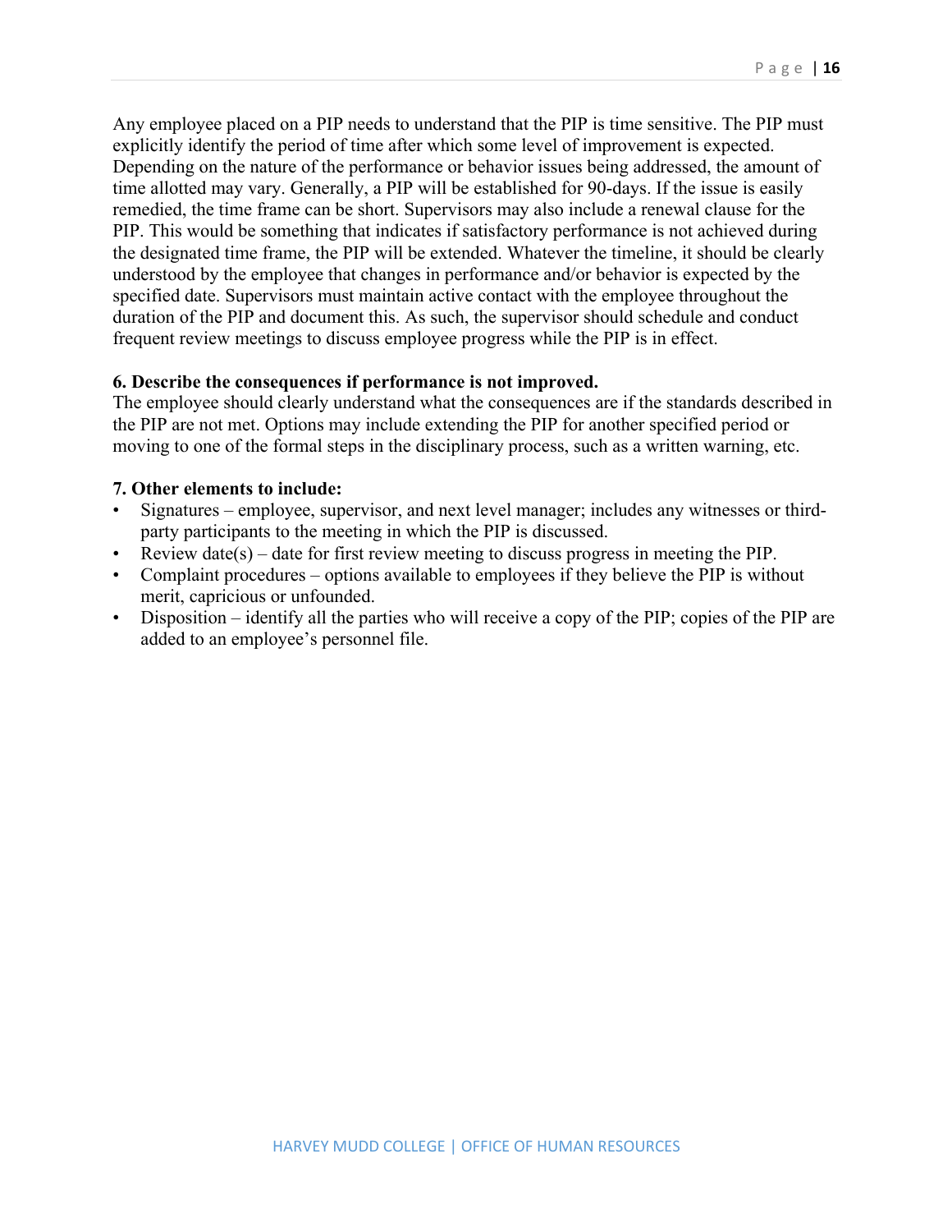Any employee placed on a PIP needs to understand that the PIP is time sensitive. The PIP must explicitly identify the period of time after which some level of improvement is expected. Depending on the nature of the performance or behavior issues being addressed, the amount of time allotted may vary. Generally, a PIP will be established for 90-days. If the issue is easily remedied, the time frame can be short. Supervisors may also include a renewal clause for the PIP. This would be something that indicates if satisfactory performance is not achieved during the designated time frame, the PIP will be extended. Whatever the timeline, it should be clearly understood by the employee that changes in performance and/or behavior is expected by the specified date. Supervisors must maintain active contact with the employee throughout the duration of the PIP and document this. As such, the supervisor should schedule and conduct frequent review meetings to discuss employee progress while the PIP is in effect.

**6. Describe the consequences if performance is not improved.**

The employee should clearly understand what the consequences are if the standards described in the PIP are not met. Options may include extending the PIP for another specified period or moving to one of the formal steps in the disciplinary process, such as a written warning, etc.

**7. Other elements to include:**

- Signatures – employee, supervisor, and next level manager; includes any witnesses or third-party participants to the meeting in which the PIP is discussed.
- Review date(s) – date for first review meeting to discuss progress in meeting the PIP.
- Complaint procedures – options available to employees if they believe the PIP is without merit, capricious or unfounded.
- Disposition – identify all the parties who will receive a copy of the PIP; copies of the PIP are added to an employee's personnel file.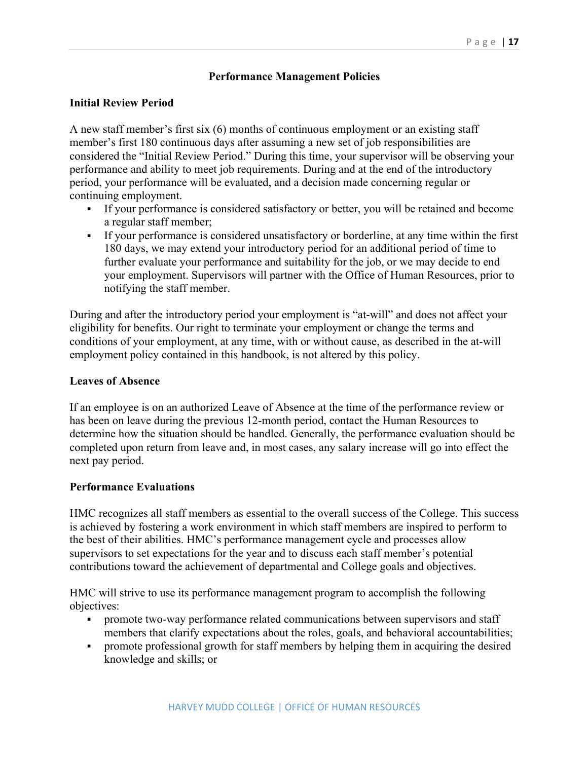## Performance Management Policies

### Initial Review Period

A new staff member's first six (6) months of continuous employment or an existing staff member's first 180 continuous days after assuming a new set of job responsibilities are considered the "Initial Review Period." During this time, your supervisor will be observing your performance and ability to meet job requirements. During and at the end of the introductory period, your performance will be evaluated, and a decision made concerning regular or continuing employment.

- If your performance is considered satisfactory or better, you will be retained and become a regular staff member;
- If your performance is considered unsatisfactory or borderline, at any time within the first 180 days, we may extend your introductory period for an additional period of time to further evaluate your performance and suitability for the job, or we may decide to end your employment. Supervisors will partner with the Office of Human Resources, prior to notifying the staff member.

During and after the introductory period your employment is "at-will" and does not affect your eligibility for benefits. Our right to terminate your employment or change the terms and conditions of your employment, at any time, with or without cause, as described in the at-will employment policy contained in this handbook, is not altered by this policy.

### Leaves of Absence

If an employee is on an authorized Leave of Absence at the time of the performance review or has been on leave during the previous 12-month period, contact the Human Resources to determine how the situation should be handled. Generally, the performance evaluation should be completed upon return from leave and, in most cases, any salary increase will go into effect the next pay period.

### Performance Evaluations

HMC recognizes all staff members as essential to the overall success of the College. This success is achieved by fostering a work environment in which staff members are inspired to perform to the best of their abilities. HMC's performance management cycle and processes allow supervisors to set expectations for the year and to discuss each staff member's potential contributions toward the achievement of departmental and College goals and objectives.

HMC will strive to use its performance management program to accomplish the following objectives:

- promote two-way performance related communications between supervisors and staff members that clarify expectations about the roles, goals, and behavioral accountabilities;
- promote professional growth for staff members by helping them in acquiring the desired knowledge and skills; or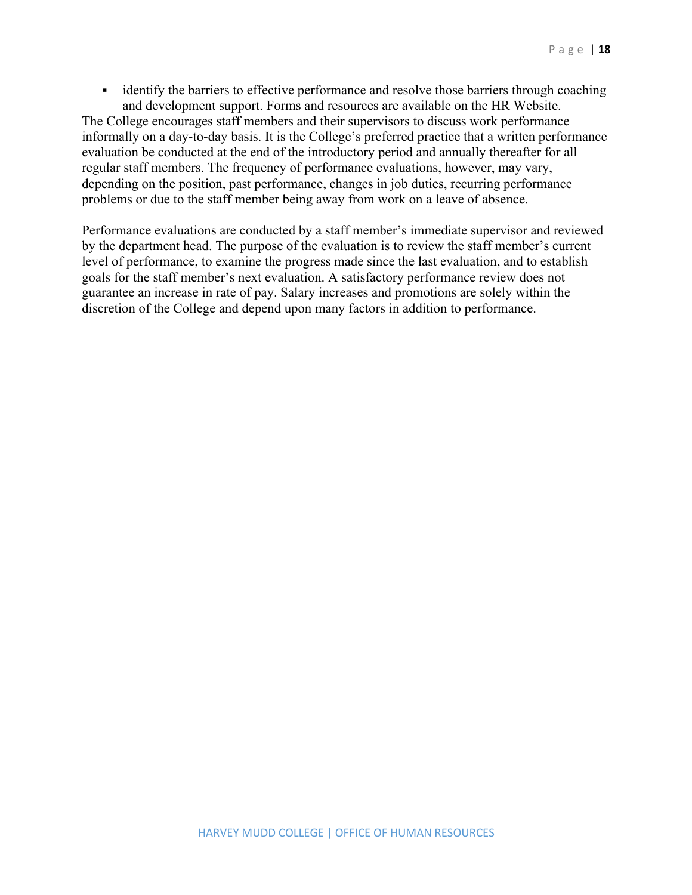- identify the barriers to effective performance and resolve those barriers through coaching and development support. Forms and resources are available on the HR Website.

The College encourages staff members and their supervisors to discuss work performance informally on a day-to-day basis. It is the College's preferred practice that a written performance evaluation be conducted at the end of the introductory period and annually thereafter for all regular staff members. The frequency of performance evaluations, however, may vary, depending on the position, past performance, changes in job duties, recurring performance problems or due to the staff member being away from work on a leave of absence.

Performance evaluations are conducted by a staff member's immediate supervisor and reviewed by the department head. The purpose of the evaluation is to review the staff member's current level of performance, to examine the progress made since the last evaluation, and to establish goals for the staff member's next evaluation. A satisfactory performance review does not guarantee an increase in rate of pay. Salary increases and promotions are solely within the discretion of the College and depend upon many factors in addition to performance.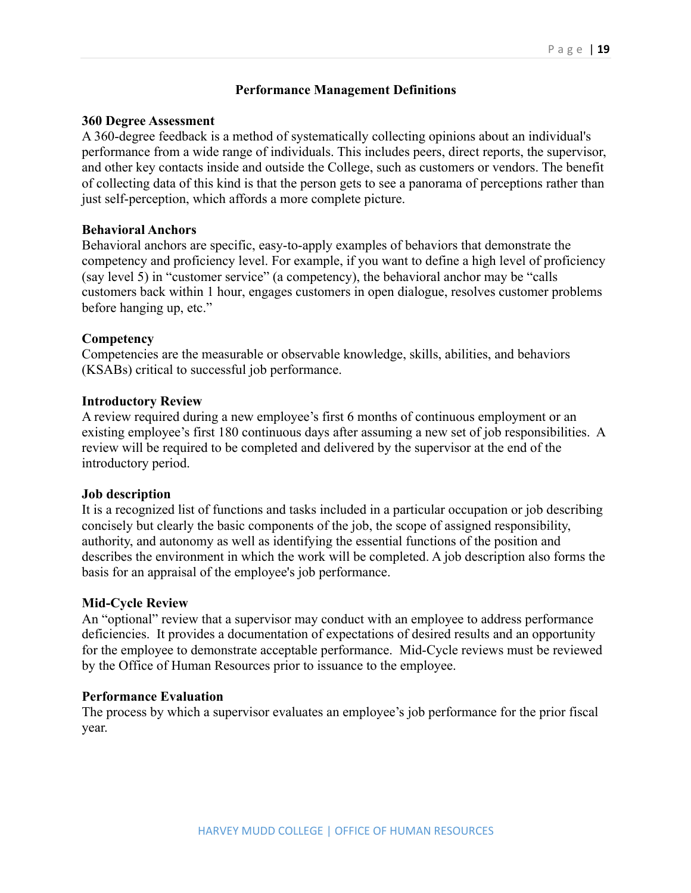## Performance Management Definitions

### 360 Degree Assessment

A 360-degree feedback is a method of systematically collecting opinions about an individual's performance from a wide range of individuals. This includes peers, direct reports, the supervisor, and other key contacts inside and outside the College, such as customers or vendors. The benefit of collecting data of this kind is that the person gets to see a panorama of perceptions rather than just self-perception, which affords a more complete picture.

### Behavioral Anchors

Behavioral anchors are specific, easy-to-apply examples of behaviors that demonstrate the competency and proficiency level. For example, if you want to define a high level of proficiency (say level 5) in "customer service" (a competency), the behavioral anchor may be "calls customers back within 1 hour, engages customers in open dialogue, resolves customer problems before hanging up, etc."

### Competency

Competencies are the measurable or observable knowledge, skills, abilities, and behaviors (KSABs) critical to successful job performance.

### Introductory Review

A review required during a new employee's first 6 months of continuous employment or an existing employee's first 180 continuous days after assuming a new set of job responsibilities. A review will be required to be completed and delivered by the supervisor at the end of the introductory period.

### Job description

It is a recognized list of functions and tasks included in a particular occupation or job describing concisely but clearly the basic components of the job, the scope of assigned responsibility, authority, and autonomy as well as identifying the essential functions of the position and describes the environment in which the work will be completed. A job description also forms the basis for an appraisal of the employee's job performance.

### Mid-Cycle Review

An "optional" review that a supervisor may conduct with an employee to address performance deficiencies. It provides a documentation of expectations of desired results and an opportunity for the employee to demonstrate acceptable performance. Mid-Cycle reviews must be reviewed by the Office of Human Resources prior to issuance to the employee.

### Performance Evaluation

The process by which a supervisor evaluates an employee's job performance for the prior fiscal year.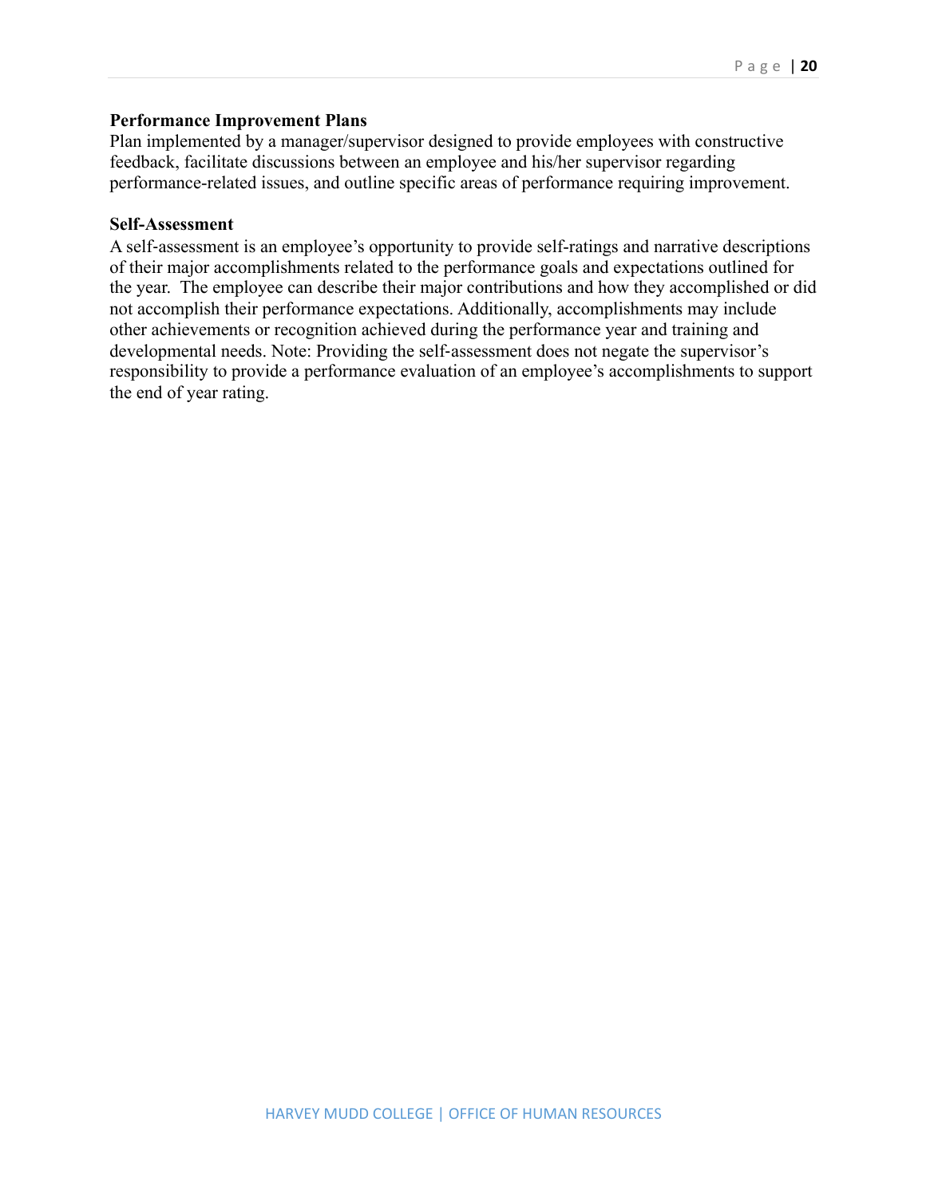**Performance Improvement Plans**

Plan implemented by a manager/supervisor designed to provide employees with constructive feedback, facilitate discussions between an employee and his/her supervisor regarding performance-related issues, and outline specific areas of performance requiring improvement.

**Self-Assessment**

A self-assessment is an employee's opportunity to provide self-ratings and narrative descriptions of their major accomplishments related to the performance goals and expectations outlined for the year. The employee can describe their major contributions and how they accomplished or did not accomplish their performance expectations. Additionally, accomplishments may include other achievements or recognition achieved during the performance year and training and developmental needs. Note: Providing the self-assessment does not negate the supervisor's responsibility to provide a performance evaluation of an employee's accomplishments to support the end of year rating.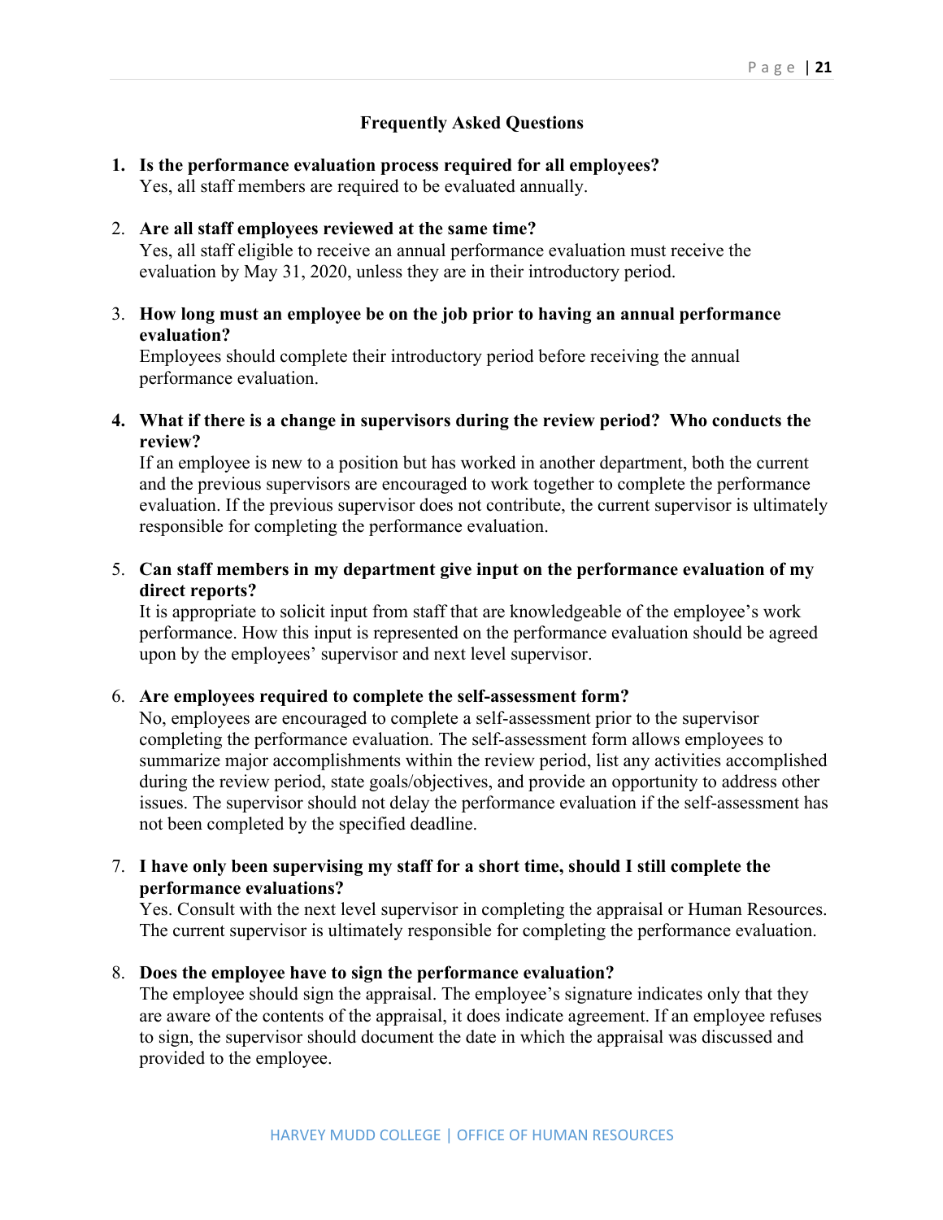## Frequently Asked Questions

1. **Is the performance evaluation process required for all employees?**
   Yes, all staff members are required to be evaluated annually.

2. **Are all staff employees reviewed at the same time?**
   Yes, all staff eligible to receive an annual performance evaluation must receive the evaluation by May 31, 2020, unless they are in their introductory period.

3. **How long must an employee be on the job prior to having an annual performance evaluation?**
   Employees should complete their introductory period before receiving the annual performance evaluation.

4. **What if there is a change in supervisors during the review period? Who conducts the review?**
   If an employee is new to a position but has worked in another department, both the current and the previous supervisors are encouraged to work together to complete the performance evaluation. If the previous supervisor does not contribute, the current supervisor is ultimately responsible for completing the performance evaluation.

5. **Can staff members in my department give input on the performance evaluation of my direct reports?**
   It is appropriate to solicit input from staff that are knowledgeable of the employee's work performance. How this input is represented on the performance evaluation should be agreed upon by the employees' supervisor and next level supervisor.

6. **Are employees required to complete the self-assessment form?**
   No, employees are encouraged to complete a self-assessment prior to the supervisor completing the performance evaluation. The self-assessment form allows employees to summarize major accomplishments within the review period, list any activities accomplished during the review period, state goals/objectives, and provide an opportunity to address other issues. The supervisor should not delay the performance evaluation if the self-assessment has not been completed by the specified deadline.

7. **I have only been supervising my staff for a short time, should I still complete the performance evaluations?**
   Yes. Consult with the next level supervisor in completing the appraisal or Human Resources. The current supervisor is ultimately responsible for completing the performance evaluation.

8. **Does the employee have to sign the performance evaluation?**
   The employee should sign the appraisal. The employee's signature indicates only that they are aware of the contents of the appraisal, it does indicate agreement. If an employee refuses to sign, the supervisor should document the date in which the appraisal was discussed and provided to the employee.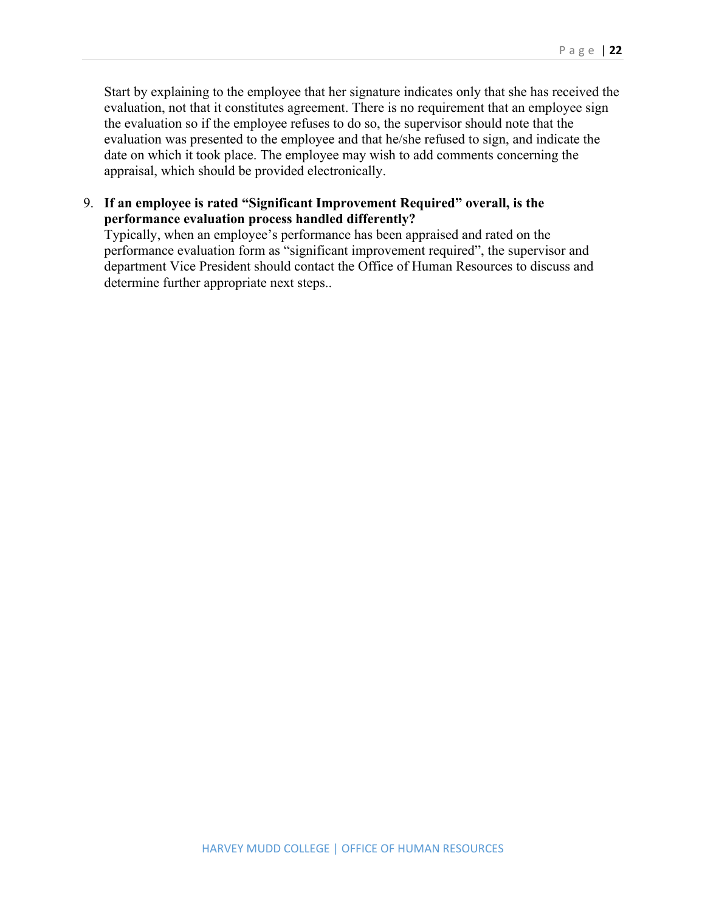Start by explaining to the employee that her signature indicates only that she has received the evaluation, not that it constitutes agreement. There is no requirement that an employee sign the evaluation so if the employee refuses to do so, the supervisor should note that the evaluation was presented to the employee and that he/she refused to sign, and indicate the date on which it took place. The employee may wish to add comments concerning the appraisal, which should be provided electronically.

9. **If an employee is rated "Significant Improvement Required" overall, is the performance evaluation process handled differently?**
   Typically, when an employee's performance has been appraised and rated on the performance evaluation form as "significant improvement required", the supervisor and department Vice President should contact the Office of Human Resources to discuss and determine further appropriate next steps..